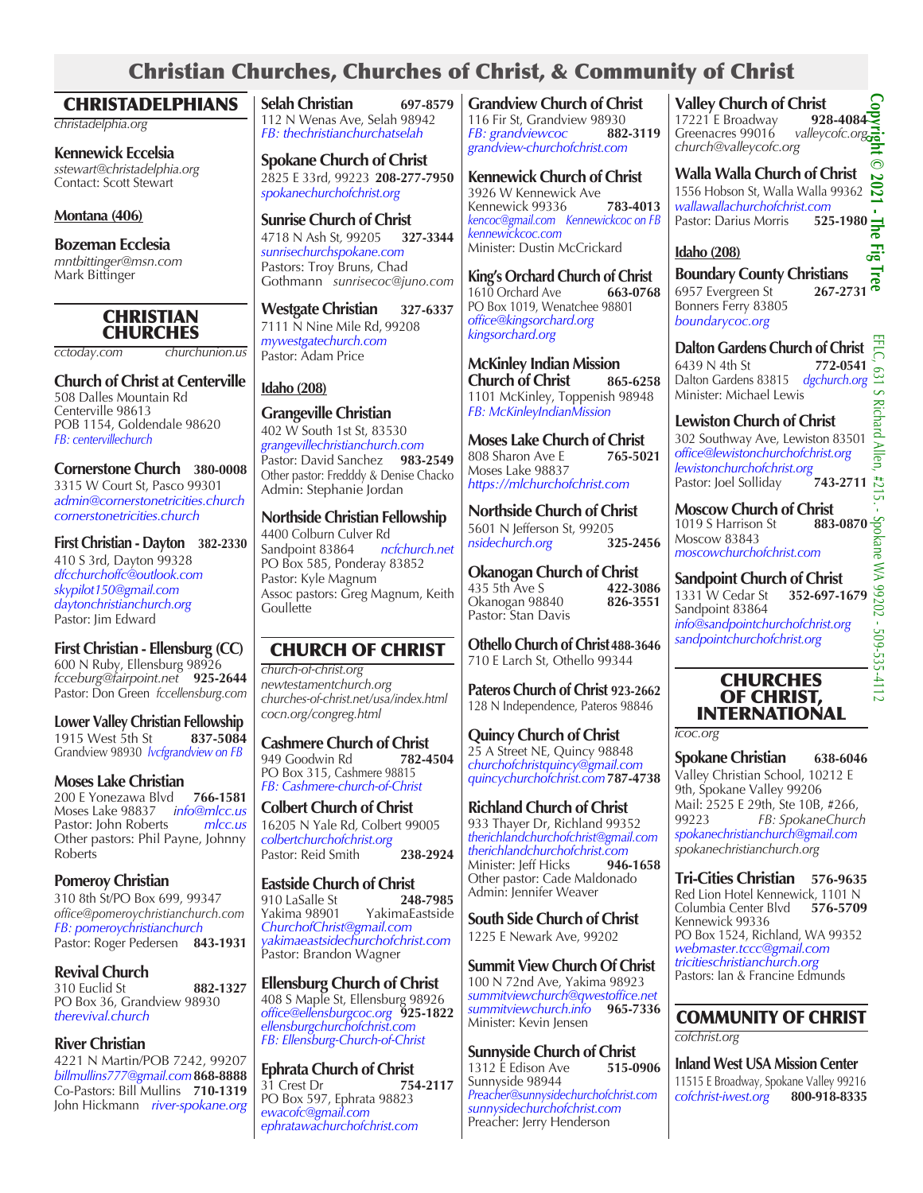# Christian Churches, Churches of Christ, & Community of Christ

## CHRISTADELPHIANS

*christadelphia.org*

**Kennewick Eccelsia**
*sstewart@christadelphia.org*
Contact: Scott Stewart

**Montana (406)**

**Bozeman Ecclesia**
*mntbittinger@msn.com*
Mark Bittinger

## CHRISTIAN CHURCHES

*cctoday.com* *churchunion.us*

**Church of Christ at Centerville**
508 Dalles Mountain Rd
Centerville 98613
POB 1154, Goldendale 98620
*FB: centervillechurch*

**Cornerstone Church** 380-0008
3315 W Court St, Pasco 99301
*admin@cornerstonetricities.church*
*cornerstonetricities.church*

**First Christian - Dayton** 382-2330
410 S 3rd, Dayton 99328
*dfcchurchoffc@outlook.com*
*skypilot150@gmail.com*
*daytonchristianchurch.org*
Pastor: Jim Edward

**First Christian - Ellensburg (CC)**
600 N Ruby, Ellensburg 98926
*fcceburg@fairpoint.net* 925-2644
Pastor: Don Green *fccellensburg.com*

**Lower Valley Christian Fellowship**
1915 West 5th St 837-5084
Grandview 98930 *lvcfgrandview on FB*

**Moses Lake Christian**
200 E Yonezawa Blvd 766-1581
Moses Lake 98837 *info@mlcc.us*
Pastor: John Roberts *mlcc.us*
Other pastors: Phil Payne, Johnny Roberts

**Pomeroy Christian**
310 8th St/PO Box 699, 99347
*office@pomeroychristianchurch.com*
*FB: pomeroychristianchurch*
Pastor: Roger Pedersen 843-1931

**Revival Church**
310 Euclid St 882-1327
PO Box 36, Grandview 98930
*therevival.church*

**River Christian**
4221 N Martin/POB 7242, 99207
*billmullins777@gmail.com* 868-8888
Co-Pastors: Bill Mullins 710-1319
John Hickmann *river-spokane.org*

**Selah Christian** 697-8579
112 N Wenas Ave, Selah 98942
*FB: thechristianchurchatselah*

**Spokane Church of Christ**
2825 E 33rd, 99223 208-277-7950
*spokanechurchofchrist.org*

**Sunrise Church of Christ**
4718 N Ash St, 99205 327-3344
*sunrisechurchspokane.com*
Pastors: Troy Bruns, Chad Gothmann *sunrisecoc@juno.com*

**Westgate Christian** 327-6337
7111 N Nine Mile Rd, 99208
*mywestgatechurch.com*
Pastor: Adam Price

**Idaho (208)**

**Grangeville Christian**
402 W South 1st St, 83530
*grangevillechristianchurch.com*
Pastor: David Sanchez 983-2549
Other pastor: Fredddy & Denise Chacko
Admin: Stephanie Jordan

**Northside Christian Fellowship**
4400 Colburn Culver Rd
Sandpoint 83864 *ncfchurch.net*
PO Box 585, Ponderay 83852
Pastor: Kyle Magnum
Assoc pastors: Greg Magnum, Keith Goullette

## CHURCH OF CHRIST

*church-of-christ.org*
*newtestamentchurch.org*
*churches-of-christ.net/usa/index.html*
*cocn.org/congreg.html*

**Cashmere Church of Christ**
949 Goodwin Rd 782-4504
PO Box 315, Cashmere 98815
*FB: Cashmere-church-of-Christ*

**Colbert Church of Christ**
16205 N Yale Rd, Colbert 99005
*colbertchurchofchrist.org*
Pastor: Reid Smith 238-2924

**Eastside Church of Christ**
910 LaSalle St 248-7985
Yakima 98901 YakimaEastside
*ChurchofChrist@gmail.com*
*yakimaeastsidechurchofchrist.com*
Pastor: Brandon Wagner

**Ellensburg Church of Christ**
408 S Maple St, Ellensburg 98926
*office@ellensburgcoc.org* 925-1822
*ellensburgchurchofchrist.com*
*FB: Ellensburg-Church-of-Christ*

**Ephrata Church of Christ**
31 Crest Dr 754-2117
PO Box 597, Ephrata 98823
*ewacofc@gmail.com*
*ephratawachurchofchrist.com*

**Grandview Church of Christ**
116 Fir St, Grandview 98930
*FB: grandviewcoc* 882-3119
*grandview-churchofchrist.com*

**Kennewick Church of Christ**
3926 W Kennewick Ave
Kennewick 99336 783-4013
*kencoc@gmail.com* *Kennewickcoc on FB*
*kennewickcoc.com*
Minister: Dustin McCrickard

**King's Orchard Church of Christ**
1610 Orchard Ave 663-0768
PO Box 1019, Wenatchee 98801
*office@kingsorchard.org*
*kingsorchard.org*

**McKinley Indian Mission Church of Christ** 865-6258
1101 McKinley, Toppenish 98948
*FB: McKinleyIndianMission*

**Moses Lake Church of Christ**
808 Sharon Ave E 765-5021
Moses Lake 98837
*https://mlchurchofchrist.com*

**Northside Church of Christ**
5601 N Jefferson St, 99205
*nsidechurch.org* 325-2456

**Okanogan Church of Christ**
435 5th Ave S 422-3086
Okanogan 98840 826-3551
Pastor: Stan Davis

**Othello Church of Christ** 488-3646
710 E Larch St, Othello 99344

**Pateros Church of Christ** 923-2662
128 N Independence, Pateros 98846

**Quincy Church of Christ**
25 A Street NE, Quincy 98848
*churchofchristquincy@gmail.com*
*quincychurchofchrist.com* 787-4738

**Richland Church of Christ**
933 Thayer Dr, Richland 99352
*therichlandchurchofchrist@gmail.com*
*therichlandchurchofchrist.com*
Minister: Jeff Hicks 946-1658
Other pastor: Cade Maldonado
Admin: Jennifer Weaver

**South Side Church of Christ**
1225 E Newark Ave, 99202

**Summit View Church Of Christ**
100 N 72nd Ave, Yakima 98923
*summitviewchurch@qwestoffice.net*
*summitviewchurch.info* 965-7336
Minister: Kevin Jensen

**Sunnyside Church of Christ**
1312 E Edison Ave 515-0906
Sunnyside 98944
*Preacher@sunnysidechurchofchrist.com*
*sunnysidechurchofchrist.com*
Preacher: Jerry Henderson

**Valley Church of Christ**
17221 E Broadway 928-4084
Greenacres 99016 *valleycofc.org*
*church@valleycofc.org*

**Walla Walla Church of Christ**
1556 Hobson St, Walla Walla 99362
*wallawallachurchofchrist.com*
Pastor: Darius Morris 525-1980

**Idaho (208)**

**Boundary County Christians**
6957 Evergreen St 267-2731
Bonners Ferry 83805
*boundarycoc.org*

**Dalton Gardens Church of Christ**
6439 N 4th St 772-0541
Dalton Gardens 83815 *dgchurch.org*
Minister: Michael Lewis

**Lewiston Church of Christ**
302 Southway Ave, Lewiston 83501
*office@lewistonchurchofchrist.org*
*lewistonchurchofchrist.org*
Pastor: Joel Solliday 743-2711

**Moscow Church of Christ**
1019 S Harrison St 883-0870
Moscow 83843
*moscowchurchofchrist.com*

**Sandpoint Church of Christ**
1331 W Cedar St 352-697-1679
Sandpoint 83864
*info@sandpointchurchofchrist.org*
*sandpointchurchofchrist.org*

## CHURCHES OF CHRIST, INTERNATIONAL

*icoc.org*

**Spokane Christian** 638-6046
Valley Christian School, 10212 E 9th, Spokane Valley 99206
Mail: 2525 E 29th, Ste 10B, #266, 99223 *FB: SpokaneChurch*
*spokanechristianchurch@gmail.com*
*spokanechristianchurch.org*

**Tri-Cities Christian** 576-9635
Red Lion Hotel Kennewick, 1101 N Columbia Center Blvd 576-5709
Kennewick 99336
PO Box 1524, Richland, WA 99352
*webmaster.tccc@gmail.com*
*tricitieschristianchurch.org*
Pastors: Ian & Francine Edmunds

## COMMUNITY OF CHRIST

*cofchrist.org*

**Inland West USA Mission Center**
11515 E Broadway, Spokane Valley 99216
*cofchrist-iwest.org* 800-918-8335

Copyright © 2021 - The Fig Tree
EFLC, 631 S Richard Allen, #215, - Spokane WA 99202 - 509-535-4112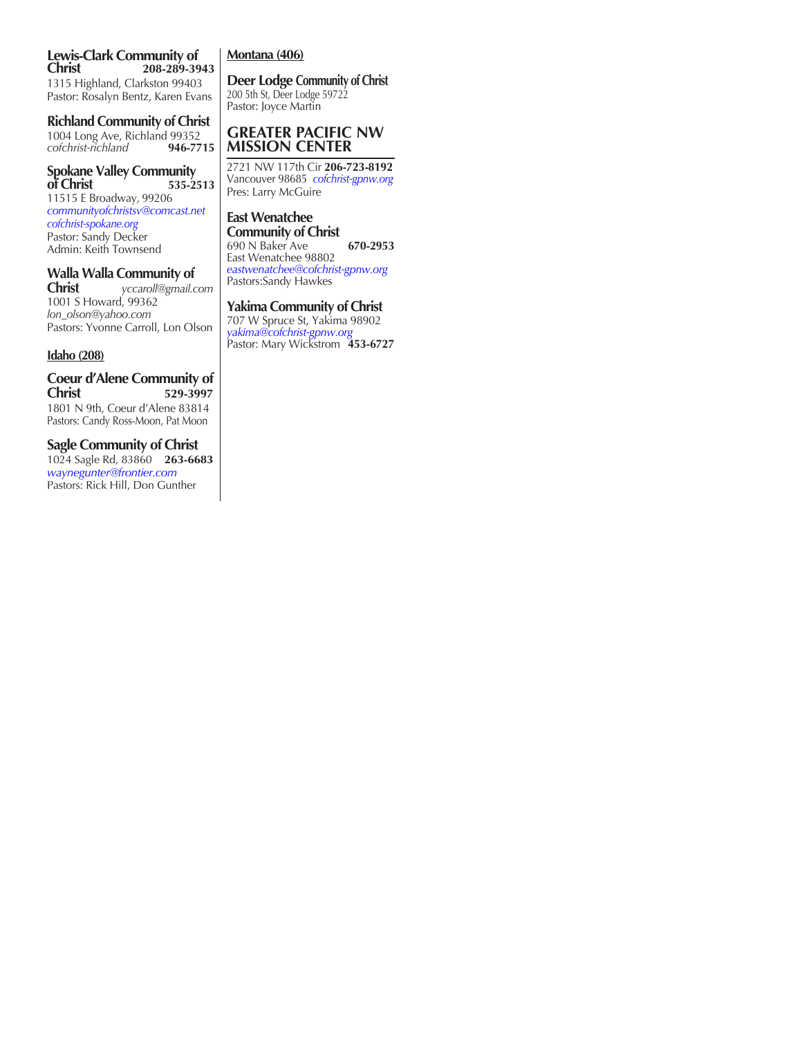### Lewis-Clark Community of Christ **208-289-3943**

1315 Highland, Clarkston 99403
Pastor: Rosalyn Bentz, Karen Evans

### Richland Community of Christ

1004 Long Ave, Richland 99352
*cofchrist-richland* **946-7715**

### Spokane Valley Community of Christ **535-2513**

11515 E Broadway, 99206
*communityofchristsv@comcast.net*
*cofchrist-spokane.org*
Pastor: Sandy Decker
Admin: Keith Townsend

### Walla Walla Community of Christ *yccaroll@gmail.com*

1001 S Howard, 99362
*lon_olson@yahoo.com*
Pastors: Yvonne Carroll, Lon Olson

**Idaho (208)**

### Coeur d'Alene Community of Christ **529-3997**

1801 N 9th, Coeur d'Alene 83814
Pastors: Candy Ross-Moon, Pat Moon

### Sagle Community of Christ

1024 Sagle Rd, 83860 **263-6683**
*waynegunter@frontier.com*
Pastors: Rick Hill, Don Gunther

**Montana (406)**

### Deer Lodge Community of Christ

200 5th St, Deer Lodge 59722
Pastor: Joyce Martin

## GREATER PACIFIC NW MISSION CENTER

2721 NW 117th Cir **206-723-8192**
Vancouver 98685 *cofchrist-gpnw.org*
Pres: Larry McGuire

### East Wenatchee Community of Christ

690 N Baker Ave **670-2953**
East Wenatchee 98802
*eastwenatchee@cofchrist-gpnw.org*
Pastors:Sandy Hawkes

### Yakima Community of Christ

707 W Spruce St, Yakima 98902
*yakima@cofchrist-gpnw.org*
Pastor: Mary Wickstrom **453-6727**